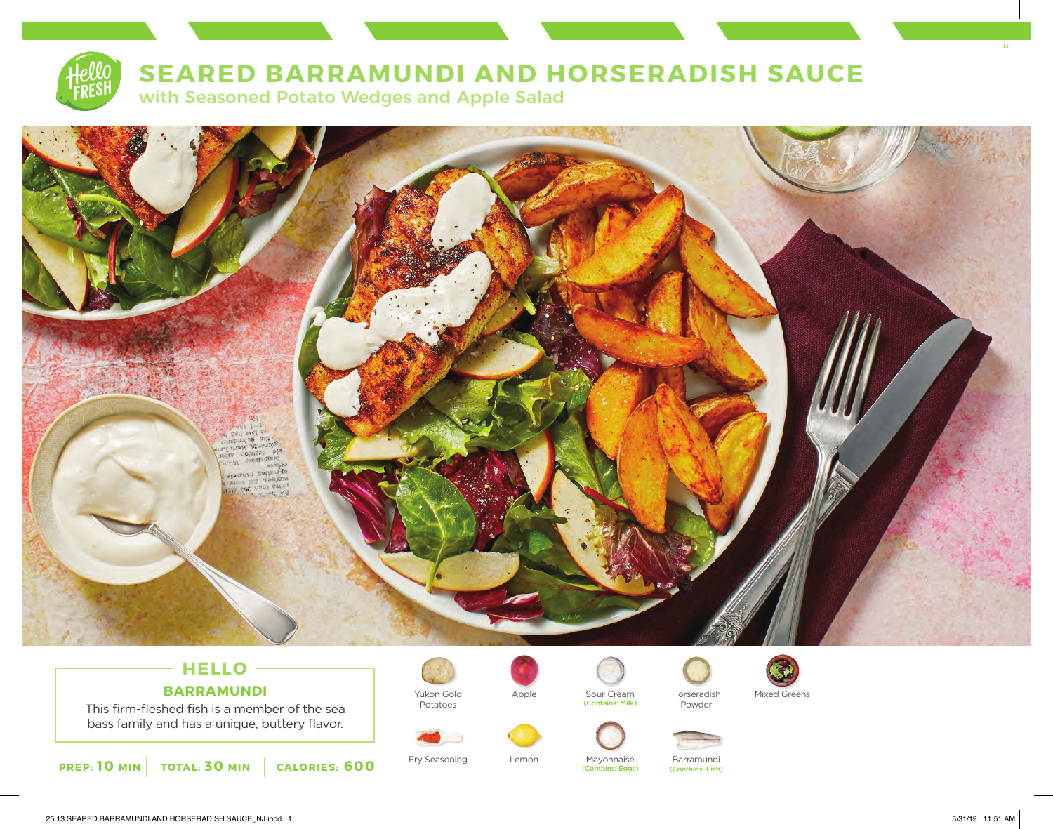# SEARED BARRAMUNDI AND HORSERADISH SAUCE

## with Seasoned Potato Wedges and Apple Salad

### HELLO BARRAMUNDI

This firm-fleshed fish is a member of the sea bass family and has a unique, buttery flavor.

**PREP: 10 MIN** | **TOTAL: 30 MIN** | **CALORIES: 600**

- Yukon Gold Potatoes
- Apple
- Sour Cream (Contains: Milk)
- Horseradish Powder
- Mixed Greens
- Fry Seasoning
- Lemon
- Mayonnaise (Contains: Eggs)
- Barramundi (Contains: Fish)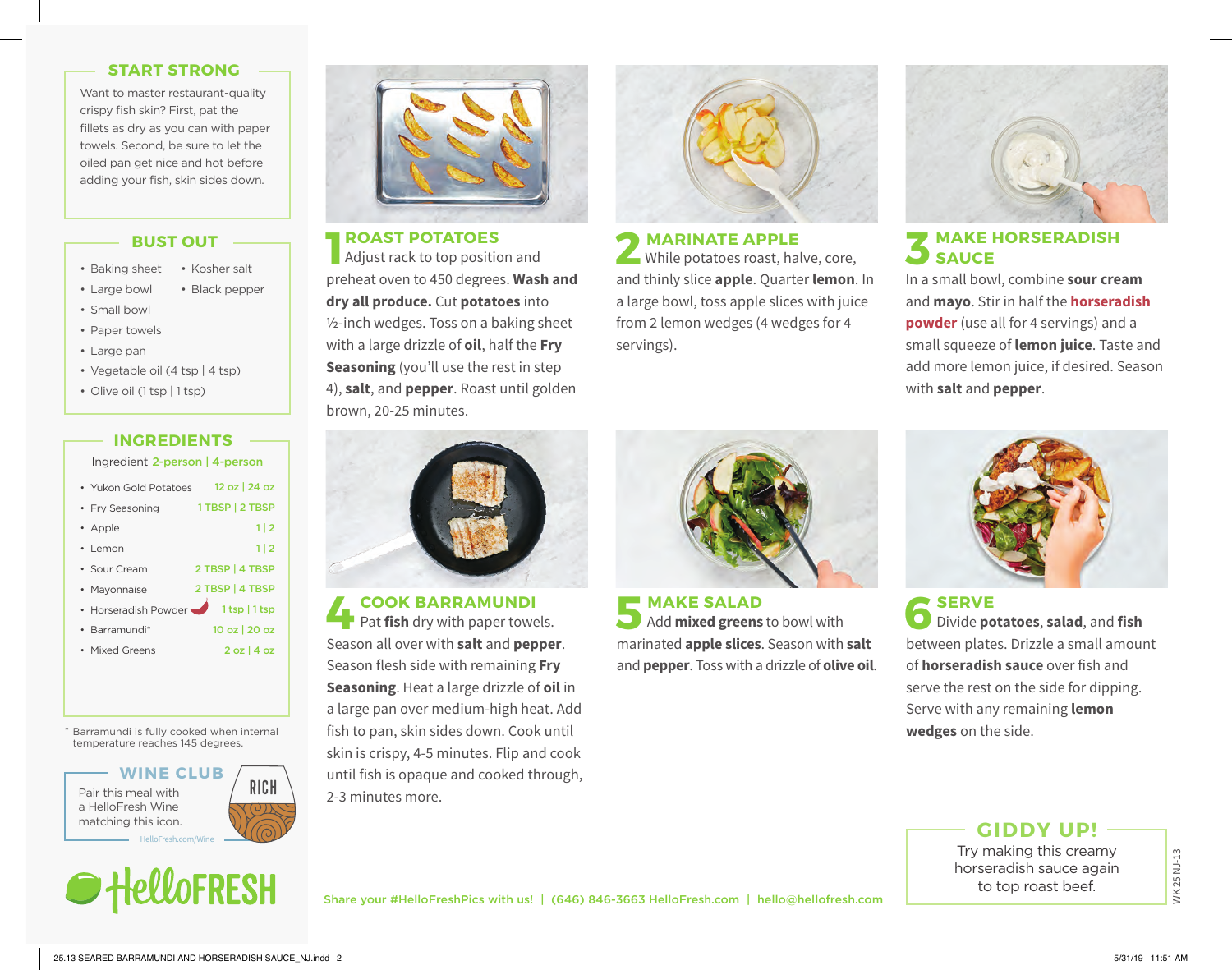## START STRONG

Want to master restaurant-quality crispy fish skin? First, pat the fillets as dry as you can with paper towels. Second, be sure to let the oiled pan get nice and hot before adding your fish, skin sides down.

## BUST OUT

- Baking sheet
- Kosher salt
- Large bowl
- Black pepper
- Small bowl
- Paper towels
- Large pan
- Vegetable oil (4 tsp | 4 tsp)
- Olive oil (1 tsp | 1 tsp)

## INGREDIENTS

| Ingredient | 2-person \| 4-person |
|---|---|
| Yukon Gold Potatoes | 12 oz \| 24 oz |
| Fry Seasoning | 1 TBSP \| 2 TBSP |
| Apple | 1 \| 2 |
| Lemon | 1 \| 2 |
| Sour Cream | 2 TBSP \| 4 TBSP |
| Mayonnaise | 2 TBSP \| 4 TBSP |
| Horseradish Powder | 1 tsp \| 1 tsp |
| Barramundi* | 10 oz \| 20 oz |
| Mixed Greens | 2 oz \| 4 oz |

* Barramundi is fully cooked when internal temperature reaches 145 degrees.

## WINE CLUB

Pair this meal with a HelloFresh Wine matching this icon.

RICH

HelloFresh.com/Wine

HelloFRESH

## 1 ROAST POTATOES

Adjust rack to top position and preheat oven to 450 degrees. **Wash and dry all produce.** Cut **potatoes** into ½-inch wedges. Toss on a baking sheet with a large drizzle of **oil**, half the **Fry Seasoning** (you'll use the rest in step 4), **salt**, and **pepper**. Roast until golden brown, 20-25 minutes.

## 2 MARINATE APPLE

While potatoes roast, halve, core, and thinly slice **apple**. Quarter **lemon**. In a large bowl, toss apple slices with juice from 2 lemon wedges (4 wedges for 4 servings).

## 3 MAKE HORSERADISH SAUCE

In a small bowl, combine **sour cream** and **mayo**. Stir in half the **horseradish powder** (use all for 4 servings) and a small squeeze of **lemon juice**. Taste and add more lemon juice, if desired. Season with **salt** and **pepper**.

## 4 COOK BARRAMUNDI

Pat **fish** dry with paper towels. Season all over with **salt** and **pepper**. Season flesh side with remaining **Fry Seasoning**. Heat a large drizzle of **oil** in a large pan over medium-high heat. Add fish to pan, skin sides down. Cook until skin is crispy, 4-5 minutes. Flip and cook until fish is opaque and cooked through, 2-3 minutes more.

## 5 MAKE SALAD

Add **mixed greens** to bowl with marinated **apple slices**. Season with **salt** and **pepper**. Toss with a drizzle of **olive oil**.

## 6 SERVE

Divide **potatoes**, **salad**, and **fish** between plates. Drizzle a small amount of **horseradish sauce** over fish and serve the rest on the side for dipping. Serve with any remaining **lemon wedges** on the side.

## GIDDY UP!

Try making this creamy horseradish sauce again to top roast beef.

WK 25 NJ-13

Share your #HelloFreshPics with us! | (646) 846-3663 HelloFresh.com | hello@hellofresh.com